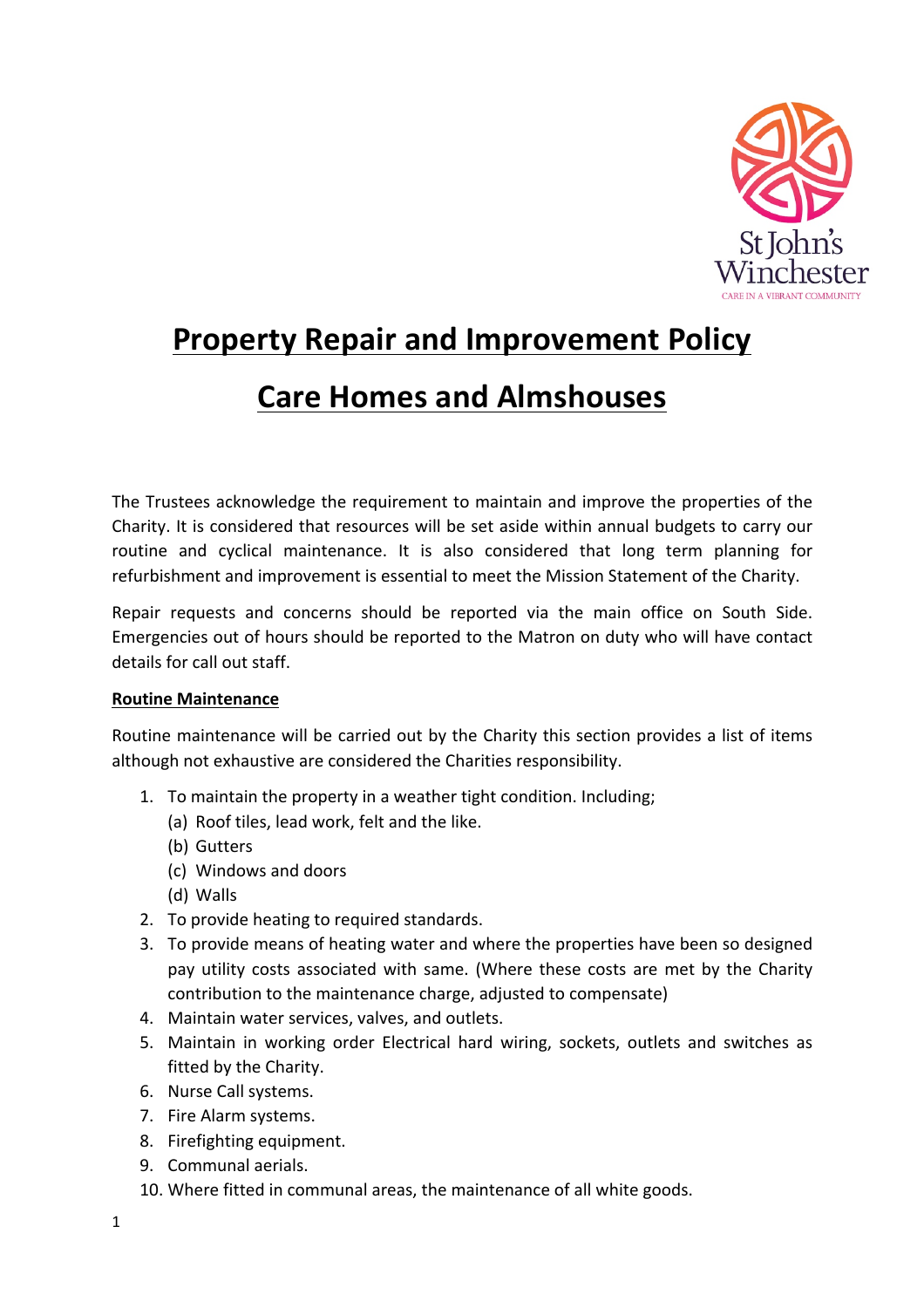# Property Repair and Improvement Policy

# Care Homes and Almshouses

The Trustees acknowledge the requirement to maintain and improve the properties of the Charity. It is considered that resources will be set aside within annual budgets to carry our routine and cyclical maintenance. It is also considered that long term planning for refurbishment and improvement is essential to meet the Mission Statement of the Charity.

Repair requests and concerns should be reported via the main office on South Side. Emergencies out of hours should be reported to the Matron on duty who will have contact details for call out staff.

**Routine Maintenance**

Routine maintenance will be carried out by the Charity this section provides a list of items although not exhaustive are considered the Charities responsibility.

1. To maintain the property in a weather tight condition. Including;
   (a) Roof tiles, lead work, felt and the like.
   (b) Gutters
   (c) Windows and doors
   (d) Walls
2. To provide heating to required standards.
3. To provide means of heating water and where the properties have been so designed pay utility costs associated with same. (Where these costs are met by the Charity contribution to the maintenance charge, adjusted to compensate)
4. Maintain water services, valves, and outlets.
5. Maintain in working order Electrical hard wiring, sockets, outlets and switches as fitted by the Charity.
6. Nurse Call systems.
7. Fire Alarm systems.
8. Firefighting equipment.
9. Communal aerials.
10. Where fitted in communal areas, the maintenance of all white goods.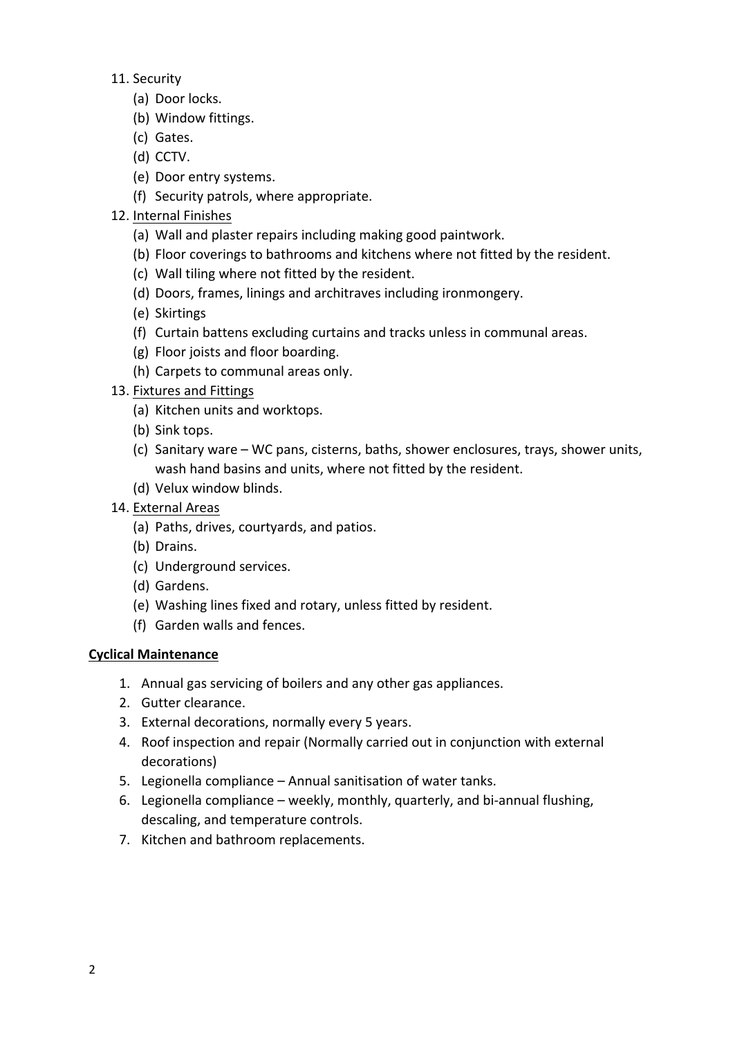11. Security
    (a) Door locks.
    (b) Window fittings.
    (c) Gates.
    (d) CCTV.
    (e) Door entry systems.
    (f) Security patrols, where appropriate.
12. <u>Internal Finishes</u>
    (a) Wall and plaster repairs including making good paintwork.
    (b) Floor coverings to bathrooms and kitchens where not fitted by the resident.
    (c) Wall tiling where not fitted by the resident.
    (d) Doors, frames, linings and architraves including ironmongery.
    (e) Skirtings
    (f) Curtain battens excluding curtains and tracks unless in communal areas.
    (g) Floor joists and floor boarding.
    (h) Carpets to communal areas only.
13. <u>Fixtures and Fittings</u>
    (a) Kitchen units and worktops.
    (b) Sink tops.
    (c) Sanitary ware – WC pans, cisterns, baths, shower enclosures, trays, shower units, wash hand basins and units, where not fitted by the resident.
    (d) Velux window blinds.
14. <u>External Areas</u>
    (a) Paths, drives, courtyards, and patios.
    (b) Drains.
    (c) Underground services.
    (d) Gardens.
    (e) Washing lines fixed and rotary, unless fitted by resident.
    (f) Garden walls and fences.

**<u>Cyclical Maintenance</u>**

1. Annual gas servicing of boilers and any other gas appliances.
2. Gutter clearance.
3. External decorations, normally every 5 years.
4. Roof inspection and repair (Normally carried out in conjunction with external decorations)
5. Legionella compliance – Annual sanitisation of water tanks.
6. Legionella compliance – weekly, monthly, quarterly, and bi-annual flushing, descaling, and temperature controls.
7. Kitchen and bathroom replacements.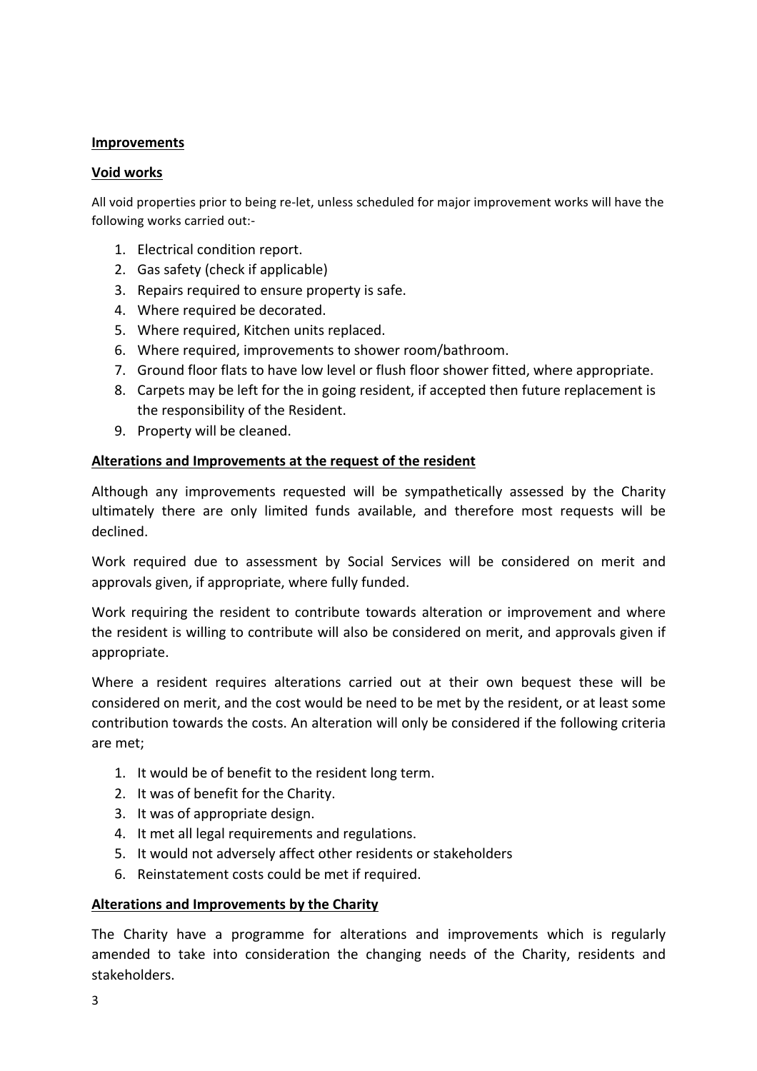**Improvements**

**Void works**

All void properties prior to being re-let, unless scheduled for major improvement works will have the following works carried out:-

1. Electrical condition report.
2. Gas safety (check if applicable)
3. Repairs required to ensure property is safe.
4. Where required be decorated.
5. Where required, Kitchen units replaced.
6. Where required, improvements to shower room/bathroom.
7. Ground floor flats to have low level or flush floor shower fitted, where appropriate.
8. Carpets may be left for the in going resident, if accepted then future replacement is the responsibility of the Resident.
9. Property will be cleaned.

**Alterations and Improvements at the request of the resident**

Although any improvements requested will be sympathetically assessed by the Charity ultimately there are only limited funds available, and therefore most requests will be declined.

Work required due to assessment by Social Services will be considered on merit and approvals given, if appropriate, where fully funded.

Work requiring the resident to contribute towards alteration or improvement and where the resident is willing to contribute will also be considered on merit, and approvals given if appropriate.

Where a resident requires alterations carried out at their own bequest these will be considered on merit, and the cost would be need to be met by the resident, or at least some contribution towards the costs. An alteration will only be considered if the following criteria are met;

1. It would be of benefit to the resident long term.
2. It was of benefit for the Charity.
3. It was of appropriate design.
4. It met all legal requirements and regulations.
5. It would not adversely affect other residents or stakeholders
6. Reinstatement costs could be met if required.

**Alterations and Improvements by the Charity**

The Charity have a programme for alterations and improvements which is regularly amended to take into consideration the changing needs of the Charity, residents and stakeholders.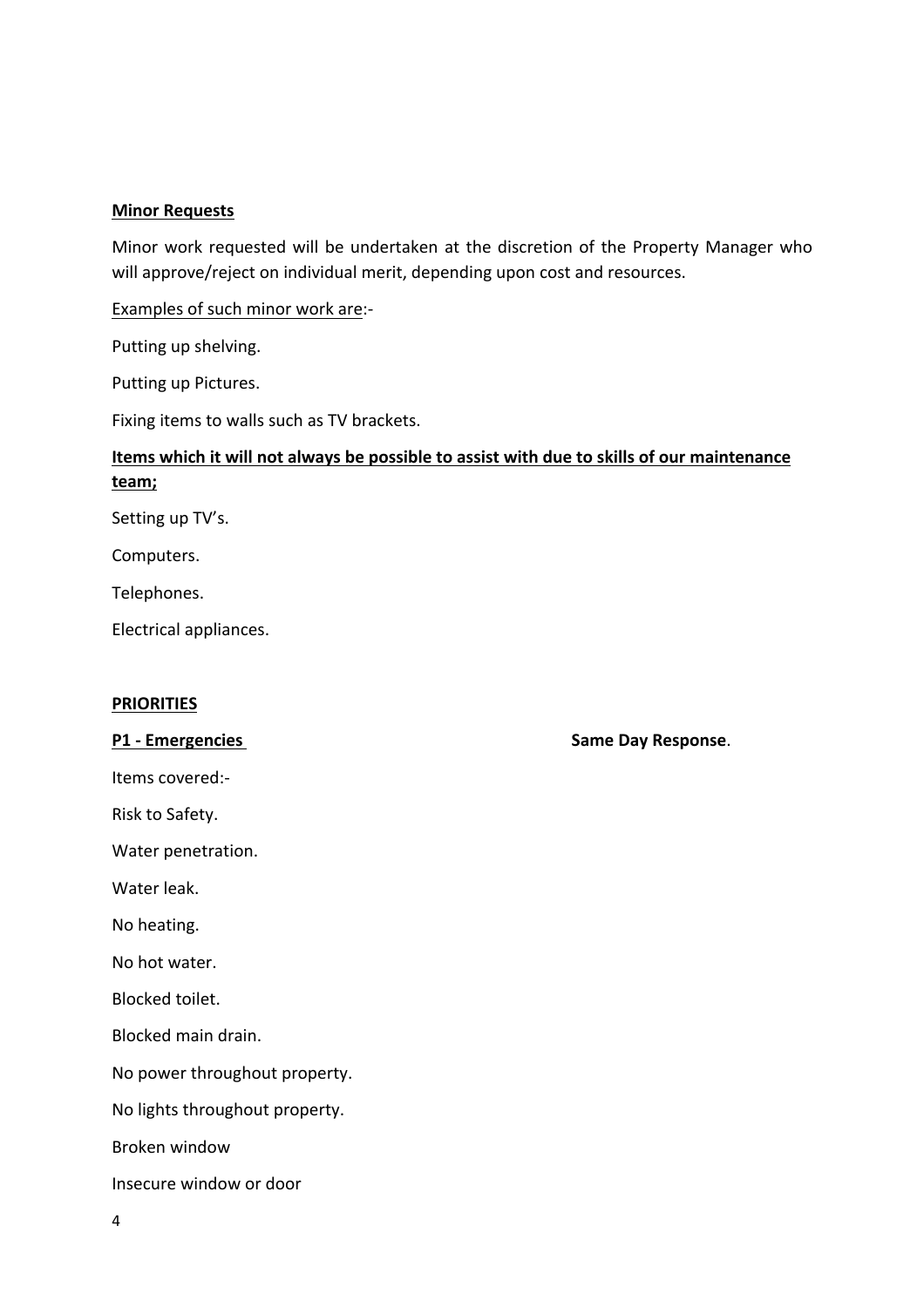**Minor Requests**

Minor work requested will be undertaken at the discretion of the Property Manager who will approve/reject on individual merit, depending upon cost and resources.

Examples of such minor work are:-

Putting up shelving.

Putting up Pictures.

Fixing items to walls such as TV brackets.

**Items which it will not always be possible to assist with due to skills of our maintenance team;**

Setting up TV's.

Computers.

Telephones.

Electrical appliances.

**PRIORITIES**

**P1 - Emergencies** **Same Day Response**.

Items covered:-

Risk to Safety.

Water penetration.

Water leak.

No heating.

No hot water.

Blocked toilet.

Blocked main drain.

No power throughout property.

No lights throughout property.

Broken window

Insecure window or door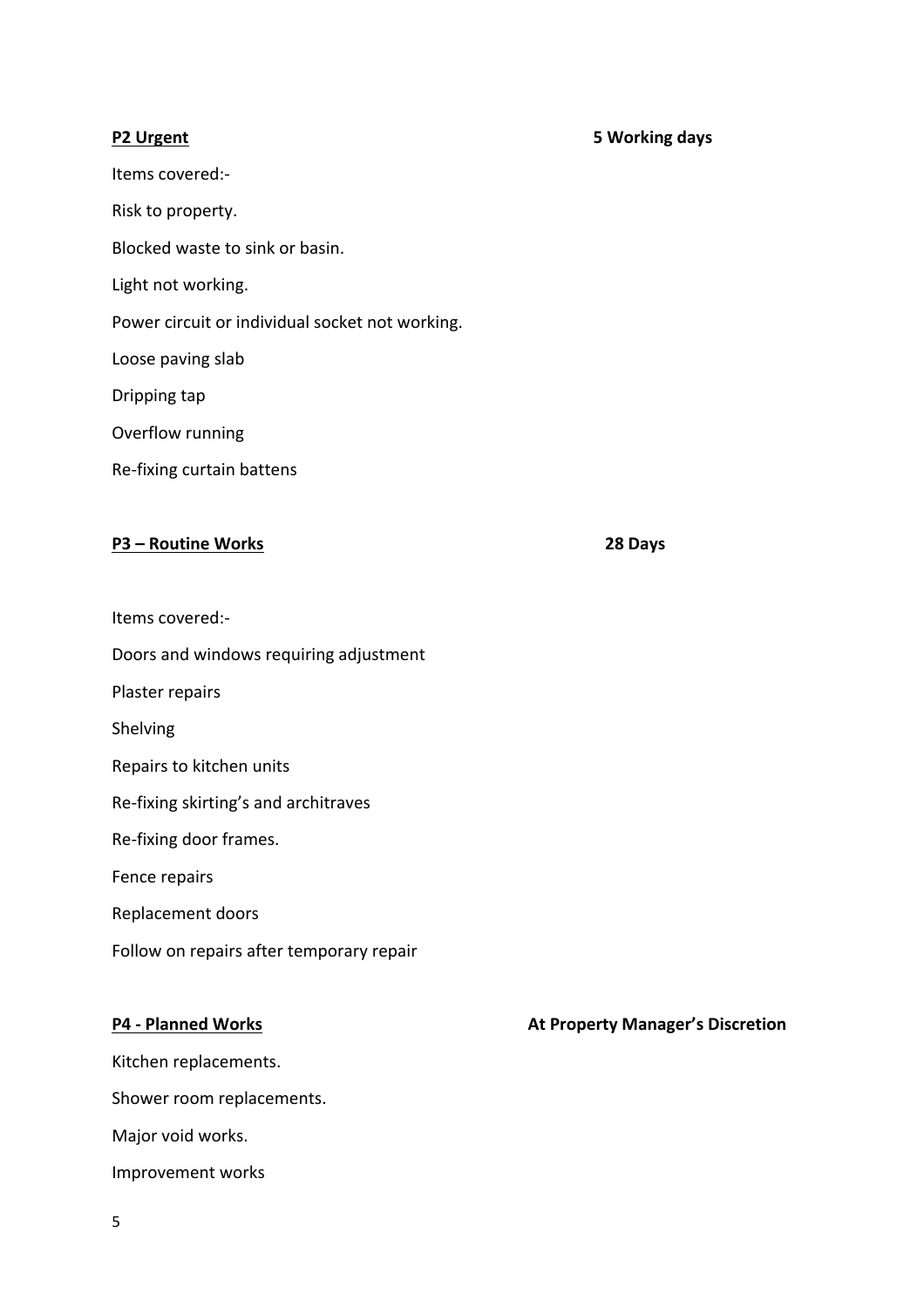**P2 Urgent** **5 Working days**

Items covered:-

Risk to property.

Blocked waste to sink or basin.

Light not working.

Power circuit or individual socket not working.

Loose paving slab

Dripping tap

Overflow running

Re-fixing curtain battens

**P3 – Routine Works** **28 Days**

Items covered:-

Doors and windows requiring adjustment

Plaster repairs

Shelving

Repairs to kitchen units

Re-fixing skirting's and architraves

Re-fixing door frames.

Fence repairs

Replacement doors

Follow on repairs after temporary repair

**P4 - Planned Works** **At Property Manager's Discretion**

Kitchen replacements.

Shower room replacements.

Major void works.

Improvement works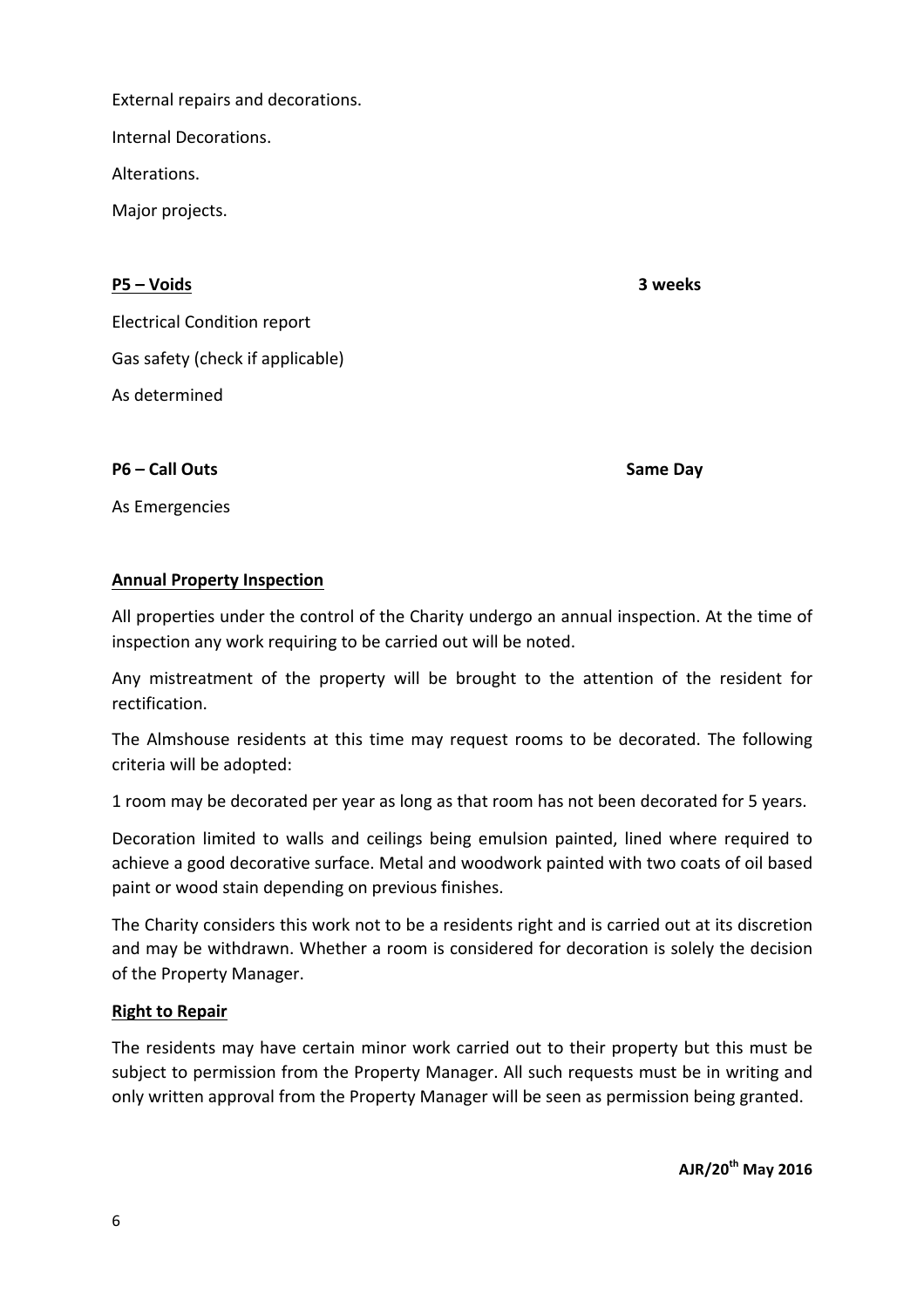External repairs and decorations.

Internal Decorations.

Alterations.

Major projects.

**P5 – Voids** **3 weeks**

Electrical Condition report

Gas safety (check if applicable)

As determined

**P6 – Call Outs** **Same Day**

As Emergencies

**Annual Property Inspection**

All properties under the control of the Charity undergo an annual inspection. At the time of inspection any work requiring to be carried out will be noted.

Any mistreatment of the property will be brought to the attention of the resident for rectification.

The Almshouse residents at this time may request rooms to be decorated. The following criteria will be adopted:

1 room may be decorated per year as long as that room has not been decorated for 5 years.

Decoration limited to walls and ceilings being emulsion painted, lined where required to achieve a good decorative surface. Metal and woodwork painted with two coats of oil based paint or wood stain depending on previous finishes.

The Charity considers this work not to be a residents right and is carried out at its discretion and may be withdrawn. Whether a room is considered for decoration is solely the decision of the Property Manager.

**Right to Repair**

The residents may have certain minor work carried out to their property but this must be subject to permission from the Property Manager. All such requests must be in writing and only written approval from the Property Manager will be seen as permission being granted.

**AJR/20th May 2016**